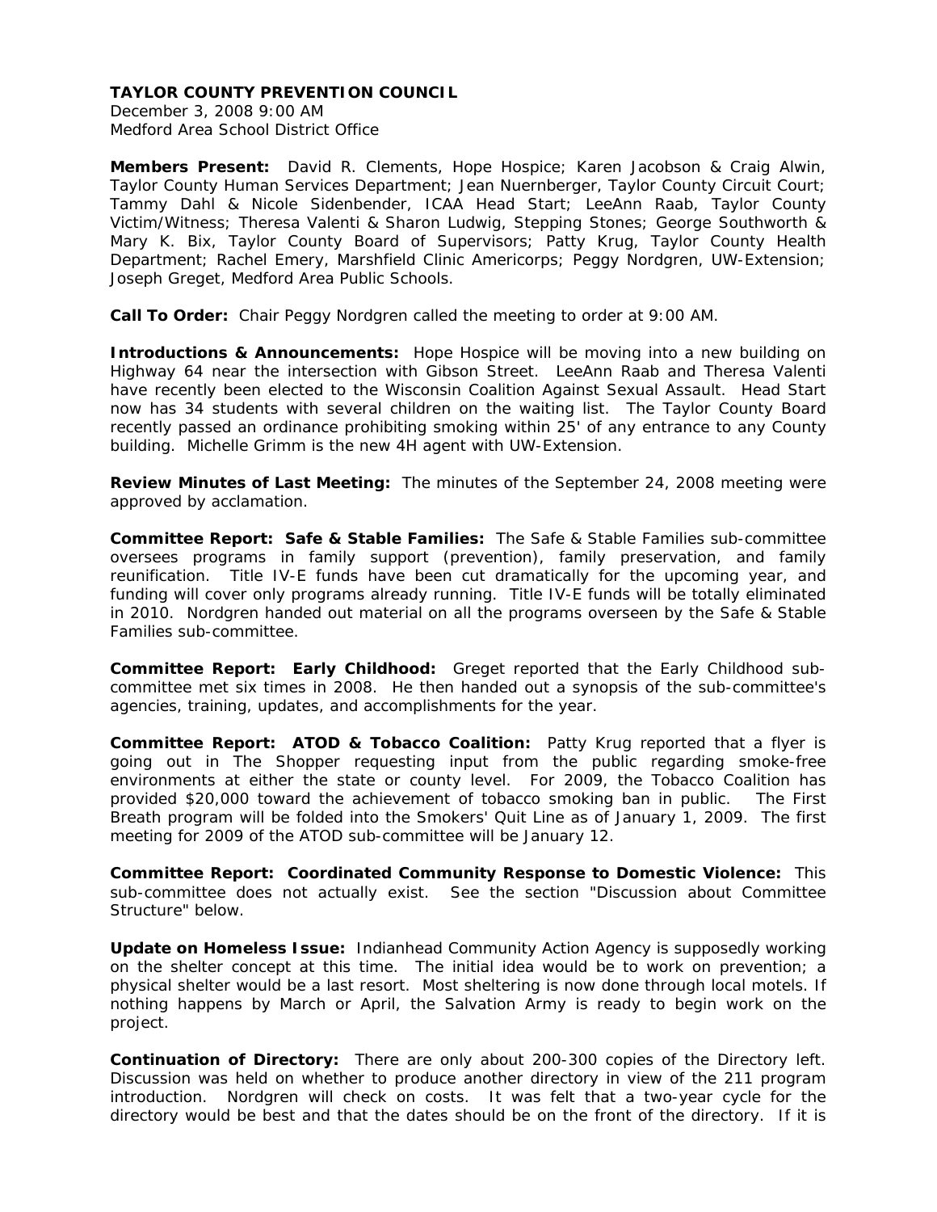**TAYLOR COUNTY PREVENTION COUNCIL**
December 3, 2008 9:00 AM
Medford Area School District Office

**Members Present:** David R. Clements, Hope Hospice; Karen Jacobson & Craig Alwin, Taylor County Human Services Department; Jean Nuernberger, Taylor County Circuit Court; Tammy Dahl & Nicole Sidenbender, ICAA Head Start; LeeAnn Raab, Taylor County Victim/Witness; Theresa Valenti & Sharon Ludwig, Stepping Stones; George Southworth & Mary K. Bix, Taylor County Board of Supervisors; Patty Krug, Taylor County Health Department; Rachel Emery, Marshfield Clinic Americorps; Peggy Nordgren, UW-Extension; Joseph Greget, Medford Area Public Schools.

**Call To Order:** Chair Peggy Nordgren called the meeting to order at 9:00 AM.

**Introductions & Announcements:** Hope Hospice will be moving into a new building on Highway 64 near the intersection with Gibson Street. LeeAnn Raab and Theresa Valenti have recently been elected to the Wisconsin Coalition Against Sexual Assault. Head Start now has 34 students with several children on the waiting list. The Taylor County Board recently passed an ordinance prohibiting smoking within 25' of any entrance to any County building. Michelle Grimm is the new 4H agent with UW-Extension.

**Review Minutes of Last Meeting:** The minutes of the September 24, 2008 meeting were approved by acclamation.

**Committee Report: Safe & Stable Families:** The Safe & Stable Families sub-committee oversees programs in family support (prevention), family preservation, and family reunification. Title IV-E funds have been cut dramatically for the upcoming year, and funding will cover only programs already running. Title IV-E funds will be totally eliminated in 2010. Nordgren handed out material on all the programs overseen by the Safe & Stable Families sub-committee.

**Committee Report: Early Childhood:** Greget reported that the Early Childhood sub-committee met six times in 2008. He then handed out a synopsis of the sub-committee's agencies, training, updates, and accomplishments for the year.

**Committee Report: ATOD & Tobacco Coalition:** Patty Krug reported that a flyer is going out in The Shopper requesting input from the public regarding smoke-free environments at either the state or county level. For 2009, the Tobacco Coalition has provided $20,000 toward the achievement of tobacco smoking ban in public. The First Breath program will be folded into the Smokers' Quit Line as of January 1, 2009. The first meeting for 2009 of the ATOD sub-committee will be January 12.

**Committee Report: Coordinated Community Response to Domestic Violence:** This sub-committee does not actually exist. See the section "Discussion about Committee Structure" below.

**Update on Homeless Issue:** Indianhead Community Action Agency is supposedly working on the shelter concept at this time. The initial idea would be to work on prevention; a physical shelter would be a last resort. Most sheltering is now done through local motels. If nothing happens by March or April, the Salvation Army is ready to begin work on the project.

**Continuation of Directory:** There are only about 200-300 copies of the Directory left. Discussion was held on whether to produce another directory in view of the 211 program introduction. Nordgren will check on costs. It was felt that a two-year cycle for the directory would be best and that the dates should be on the front of the directory. If it is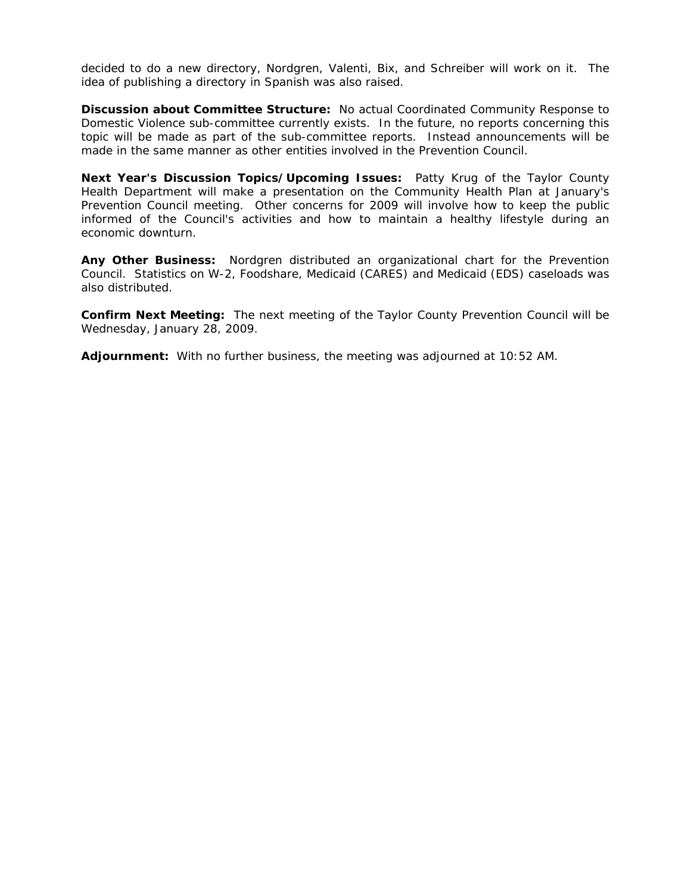decided to do a new directory, Nordgren, Valenti, Bix, and Schreiber will work on it. The idea of publishing a directory in Spanish was also raised.

**Discussion about Committee Structure:** No actual Coordinated Community Response to Domestic Violence sub-committee currently exists. In the future, no reports concerning this topic will be made as part of the sub-committee reports. Instead announcements will be made in the same manner as other entities involved in the Prevention Council.

**Next Year's Discussion Topics/Upcoming Issues:** Patty Krug of the Taylor County Health Department will make a presentation on the Community Health Plan at January's Prevention Council meeting. Other concerns for 2009 will involve how to keep the public informed of the Council's activities and how to maintain a healthy lifestyle during an economic downturn.

**Any Other Business:** Nordgren distributed an organizational chart for the Prevention Council. Statistics on W-2, Foodshare, Medicaid (CARES) and Medicaid (EDS) caseloads was also distributed.

**Confirm Next Meeting:** The next meeting of the Taylor County Prevention Council will be Wednesday, January 28, 2009.

**Adjournment:** With no further business, the meeting was adjourned at 10:52 AM.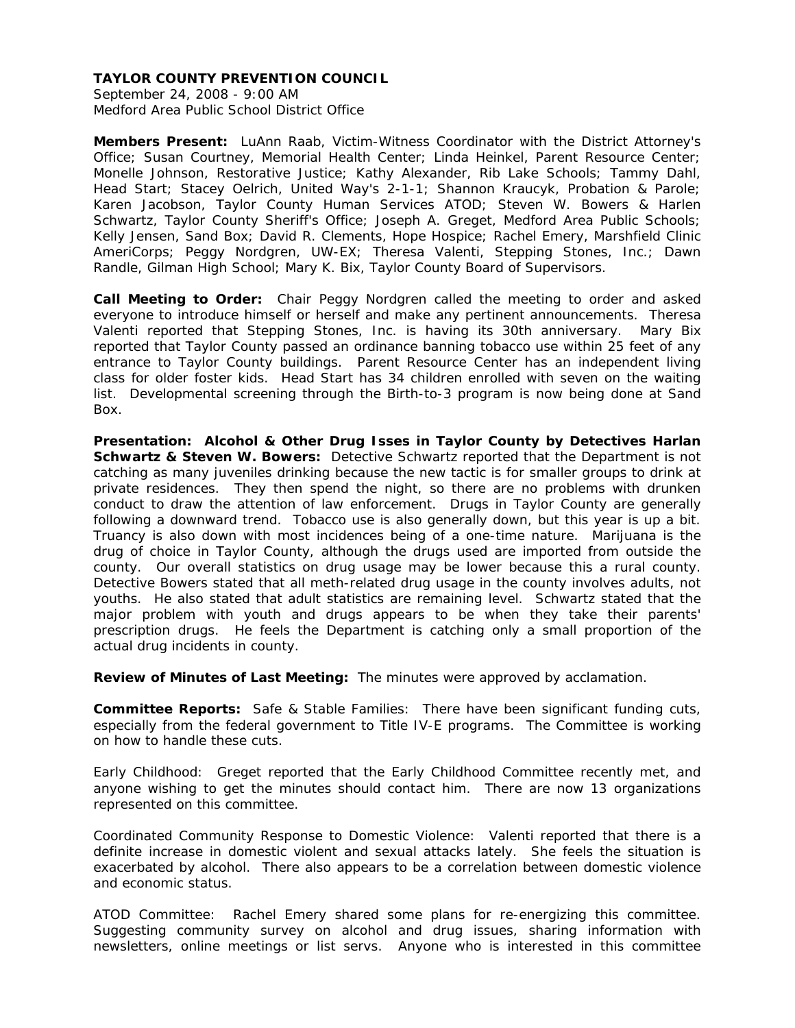**TAYLOR COUNTY PREVENTION COUNCIL**
September 24, 2008 - 9:00 AM
Medford Area Public School District Office

**Members Present:** LuAnn Raab, Victim-Witness Coordinator with the District Attorney's Office; Susan Courtney, Memorial Health Center; Linda Heinkel, Parent Resource Center; Monelle Johnson, Restorative Justice; Kathy Alexander, Rib Lake Schools; Tammy Dahl, Head Start; Stacey Oelrich, United Way's 2-1-1; Shannon Kraucyk, Probation & Parole; Karen Jacobson, Taylor County Human Services ATOD; Steven W. Bowers & Harlen Schwartz, Taylor County Sheriff's Office; Joseph A. Greget, Medford Area Public Schools; Kelly Jensen, Sand Box; David R. Clements, Hope Hospice; Rachel Emery, Marshfield Clinic AmeriCorps; Peggy Nordgren, UW-EX; Theresa Valenti, Stepping Stones, Inc.; Dawn Randle, Gilman High School; Mary K. Bix, Taylor County Board of Supervisors.

**Call Meeting to Order:** Chair Peggy Nordgren called the meeting to order and asked everyone to introduce himself or herself and make any pertinent announcements. Theresa Valenti reported that Stepping Stones, Inc. is having its 30th anniversary. Mary Bix reported that Taylor County passed an ordinance banning tobacco use within 25 feet of any entrance to Taylor County buildings. Parent Resource Center has an independent living class for older foster kids. Head Start has 34 children enrolled with seven on the waiting list. Developmental screening through the Birth-to-3 program is now being done at Sand Box.

**Presentation: Alcohol & Other Drug Isses in Taylor County by Detectives Harlan Schwartz & Steven W. Bowers:** Detective Schwartz reported that the Department is not catching as many juveniles drinking because the new tactic is for smaller groups to drink at private residences. They then spend the night, so there are no problems with drunken conduct to draw the attention of law enforcement. Drugs in Taylor County are generally following a downward trend. Tobacco use is also generally down, but this year is up a bit. Truancy is also down with most incidences being of a one-time nature. Marijuana is the drug of choice in Taylor County, although the drugs used are imported from outside the county. Our overall statistics on drug usage may be lower because this a rural county. Detective Bowers stated that all meth-related drug usage in the county involves adults, not youths. He also stated that adult statistics are remaining level. Schwartz stated that the major problem with youth and drugs appears to be when they take their parents' prescription drugs. He feels the Department is catching only a small proportion of the actual drug incidents in county.

**Review of Minutes of Last Meeting:** The minutes were approved by acclamation.

**Committee Reports:** Safe & Stable Families: There have been significant funding cuts, especially from the federal government to Title IV-E programs. The Committee is working on how to handle these cuts.

Early Childhood: Greget reported that the Early Childhood Committee recently met, and anyone wishing to get the minutes should contact him. There are now 13 organizations represented on this committee.

Coordinated Community Response to Domestic Violence: Valenti reported that there is a definite increase in domestic violent and sexual attacks lately. She feels the situation is exacerbated by alcohol. There also appears to be a correlation between domestic violence and economic status.

ATOD Committee: Rachel Emery shared some plans for re-energizing this committee. Suggesting community survey on alcohol and drug issues, sharing information with newsletters, online meetings or list servs. Anyone who is interested in this committee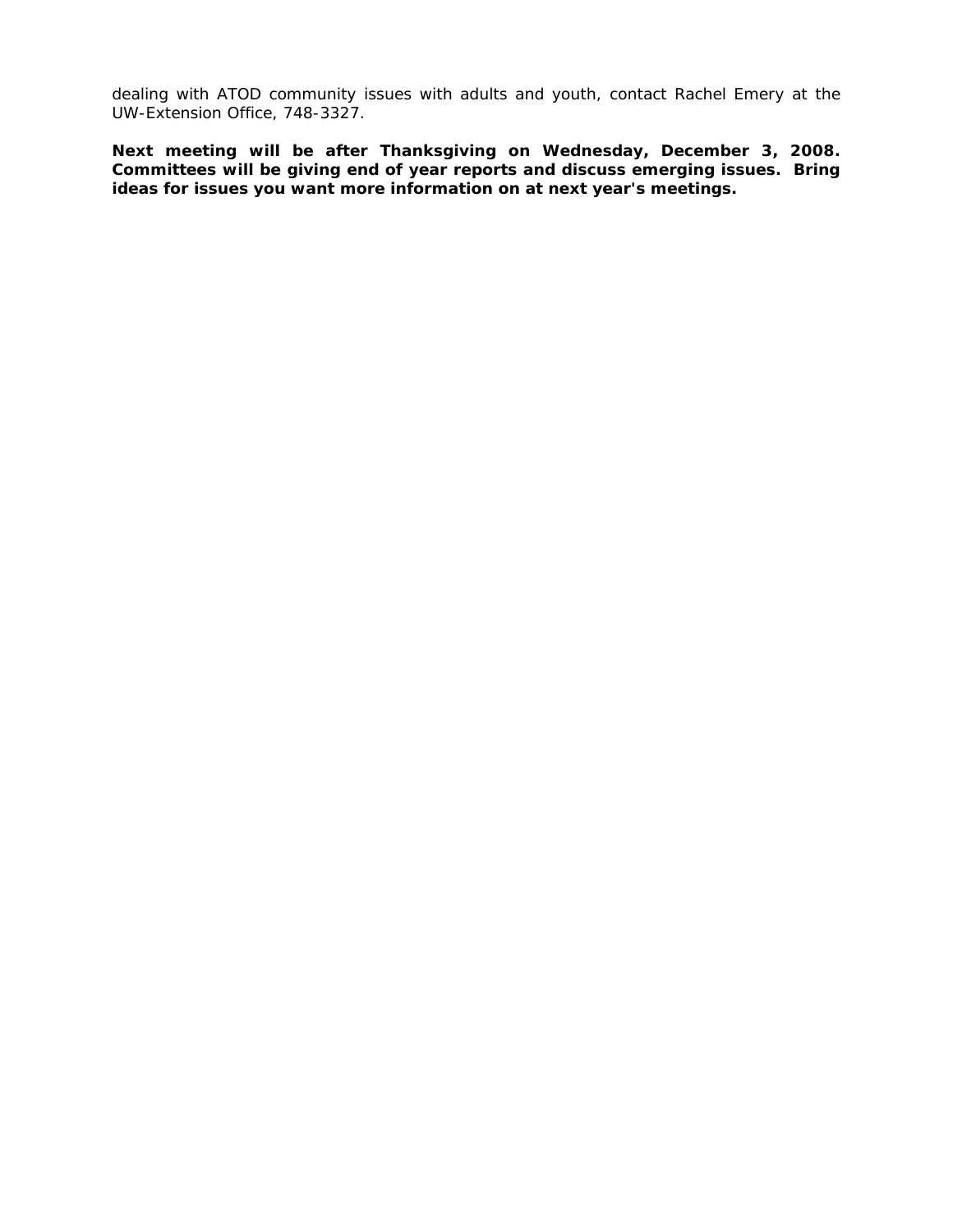dealing with ATOD community issues with adults and youth, contact Rachel Emery at the UW-Extension Office, 748-3327.

**Next meeting will be after Thanksgiving on Wednesday, December 3, 2008. Committees will be giving end of year reports and discuss emerging issues. Bring ideas for issues you want more information on at next year's meetings.**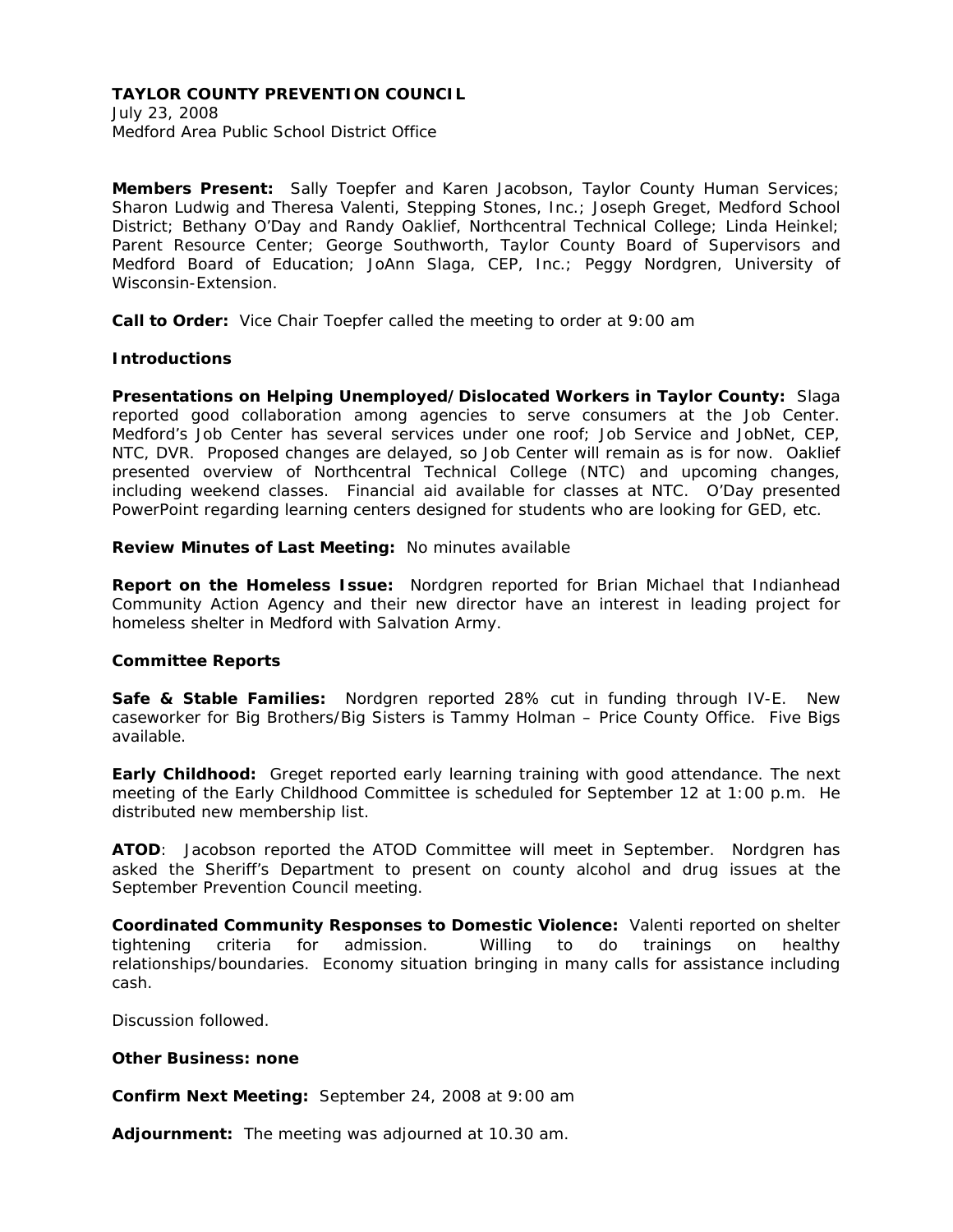**TAYLOR COUNTY PREVENTION COUNCIL**
July 23, 2008
Medford Area Public School District Office

**Members Present:** Sally Toepfer and Karen Jacobson, Taylor County Human Services; Sharon Ludwig and Theresa Valenti, Stepping Stones, Inc.; Joseph Greget, Medford School District; Bethany O'Day and Randy Oaklief, Northcentral Technical College; Linda Heinkel; Parent Resource Center; George Southworth, Taylor County Board of Supervisors and Medford Board of Education; JoAnn Slaga, CEP, Inc.; Peggy Nordgren, University of Wisconsin-Extension.

**Call to Order:** Vice Chair Toepfer called the meeting to order at 9:00 am

**Introductions**

**Presentations on Helping Unemployed/Dislocated Workers in Taylor County:** Slaga reported good collaboration among agencies to serve consumers at the Job Center. Medford's Job Center has several services under one roof; Job Service and JobNet, CEP, NTC, DVR. Proposed changes are delayed, so Job Center will remain as is for now. Oaklief presented overview of Northcentral Technical College (NTC) and upcoming changes, including weekend classes. Financial aid available for classes at NTC. O'Day presented PowerPoint regarding learning centers designed for students who are looking for GED, etc.

**Review Minutes of Last Meeting:** No minutes available

**Report on the Homeless Issue:** Nordgren reported for Brian Michael that Indianhead Community Action Agency and their new director have an interest in leading project for homeless shelter in Medford with Salvation Army.

**Committee Reports**

**Safe & Stable Families:** Nordgren reported 28% cut in funding through IV-E. New caseworker for Big Brothers/Big Sisters is Tammy Holman – Price County Office. Five Bigs available.

**Early Childhood:** Greget reported early learning training with good attendance. The next meeting of the Early Childhood Committee is scheduled for September 12 at 1:00 p.m. He distributed new membership list.

**ATOD**: Jacobson reported the ATOD Committee will meet in September. Nordgren has asked the Sheriff's Department to present on county alcohol and drug issues at the September Prevention Council meeting.

**Coordinated Community Responses to Domestic Violence:** Valenti reported on shelter tightening criteria for admission. Willing to do trainings on healthy relationships/boundaries. Economy situation bringing in many calls for assistance including cash.

Discussion followed.

**Other Business: none**

**Confirm Next Meeting:** September 24, 2008 at 9:00 am

**Adjournment:** The meeting was adjourned at 10.30 am.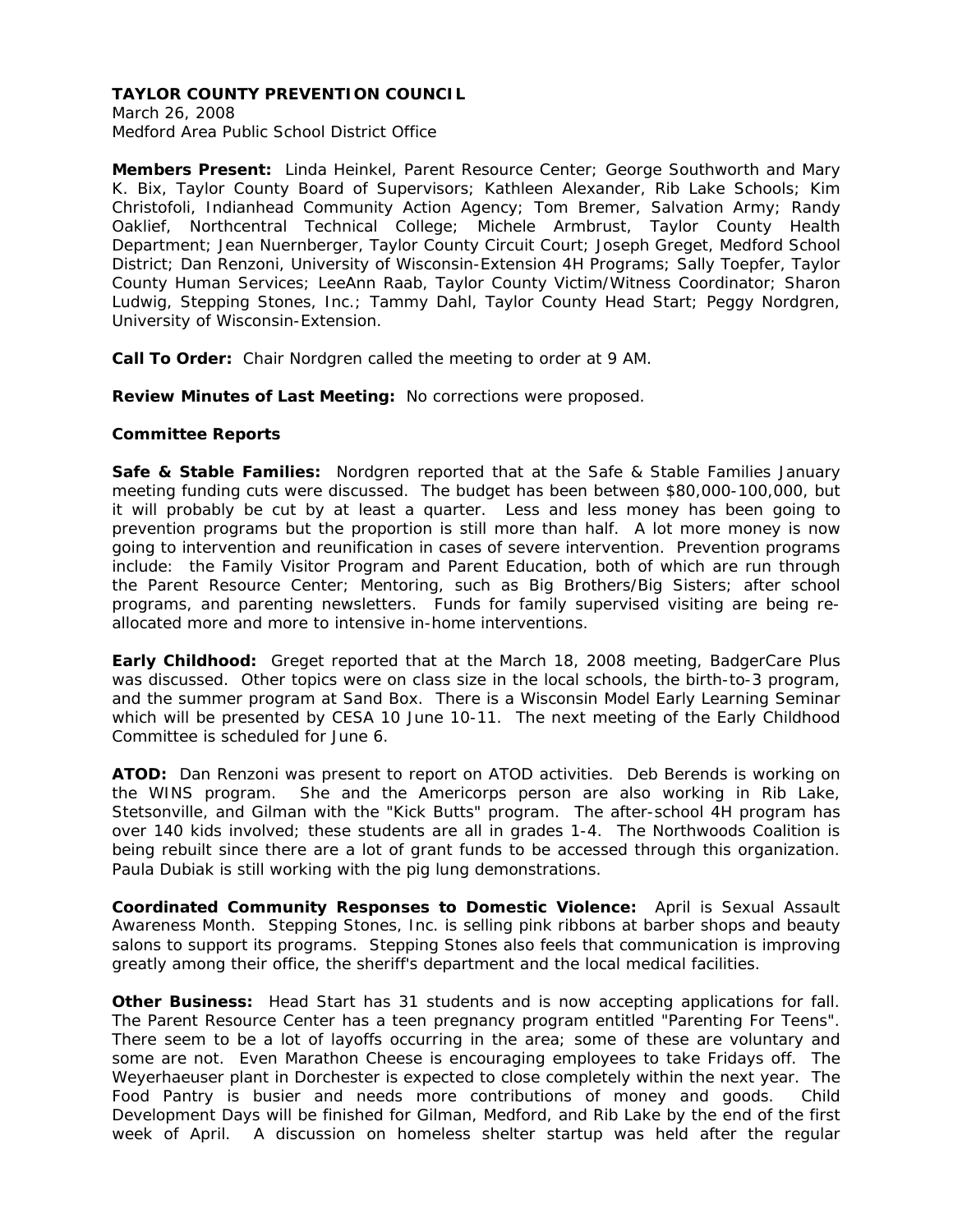**TAYLOR COUNTY PREVENTION COUNCIL**
March 26, 2008
Medford Area Public School District Office

**Members Present:** Linda Heinkel, Parent Resource Center; George Southworth and Mary K. Bix, Taylor County Board of Supervisors; Kathleen Alexander, Rib Lake Schools; Kim Christofoli, Indianhead Community Action Agency; Tom Bremer, Salvation Army; Randy Oaklief, Northcentral Technical College; Michele Armbrust, Taylor County Health Department; Jean Nuernberger, Taylor County Circuit Court; Joseph Greget, Medford School District; Dan Renzoni, University of Wisconsin-Extension 4H Programs; Sally Toepfer, Taylor County Human Services; LeeAnn Raab, Taylor County Victim/Witness Coordinator; Sharon Ludwig, Stepping Stones, Inc.; Tammy Dahl, Taylor County Head Start; Peggy Nordgren, University of Wisconsin-Extension.

**Call To Order:** Chair Nordgren called the meeting to order at 9 AM.

**Review Minutes of Last Meeting:** No corrections were proposed.

**Committee Reports**

**Safe & Stable Families:** Nordgren reported that at the Safe & Stable Families January meeting funding cuts were discussed. The budget has been between $80,000-100,000, but it will probably be cut by at least a quarter. Less and less money has been going to prevention programs but the proportion is still more than half. A lot more money is now going to intervention and reunification in cases of severe intervention. Prevention programs include: the Family Visitor Program and Parent Education, both of which are run through the Parent Resource Center; Mentoring, such as Big Brothers/Big Sisters; after school programs, and parenting newsletters. Funds for family supervised visiting are being re-allocated more and more to intensive in-home interventions.

**Early Childhood:** Greget reported that at the March 18, 2008 meeting, BadgerCare Plus was discussed. Other topics were on class size in the local schools, the birth-to-3 program, and the summer program at Sand Box. There is a Wisconsin Model Early Learning Seminar which will be presented by CESA 10 June 10-11. The next meeting of the Early Childhood Committee is scheduled for June 6.

**ATOD:** Dan Renzoni was present to report on ATOD activities. Deb Berends is working on the WINS program. She and the Americorps person are also working in Rib Lake, Stetsonville, and Gilman with the "Kick Butts" program. The after-school 4H program has over 140 kids involved; these students are all in grades 1-4. The Northwoods Coalition is being rebuilt since there are a lot of grant funds to be accessed through this organization. Paula Dubiak is still working with the pig lung demonstrations.

**Coordinated Community Responses to Domestic Violence:** April is Sexual Assault Awareness Month. Stepping Stones, Inc. is selling pink ribbons at barber shops and beauty salons to support its programs. Stepping Stones also feels that communication is improving greatly among their office, the sheriff's department and the local medical facilities.

**Other Business:** Head Start has 31 students and is now accepting applications for fall. The Parent Resource Center has a teen pregnancy program entitled "Parenting For Teens". There seem to be a lot of layoffs occurring in the area; some of these are voluntary and some are not. Even Marathon Cheese is encouraging employees to take Fridays off. The Weyerhaeuser plant in Dorchester is expected to close completely within the next year. The Food Pantry is busier and needs more contributions of money and goods. Child Development Days will be finished for Gilman, Medford, and Rib Lake by the end of the first week of April. A discussion on homeless shelter startup was held after the regular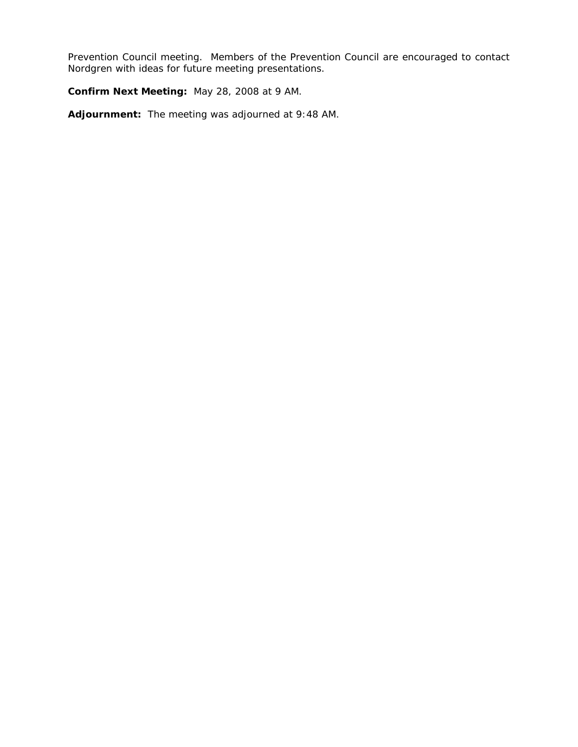Prevention Council meeting. Members of the Prevention Council are encouraged to contact Nordgren with ideas for future meeting presentations.

**Confirm Next Meeting:** May 28, 2008 at 9 AM.

**Adjournment:** The meeting was adjourned at 9:48 AM.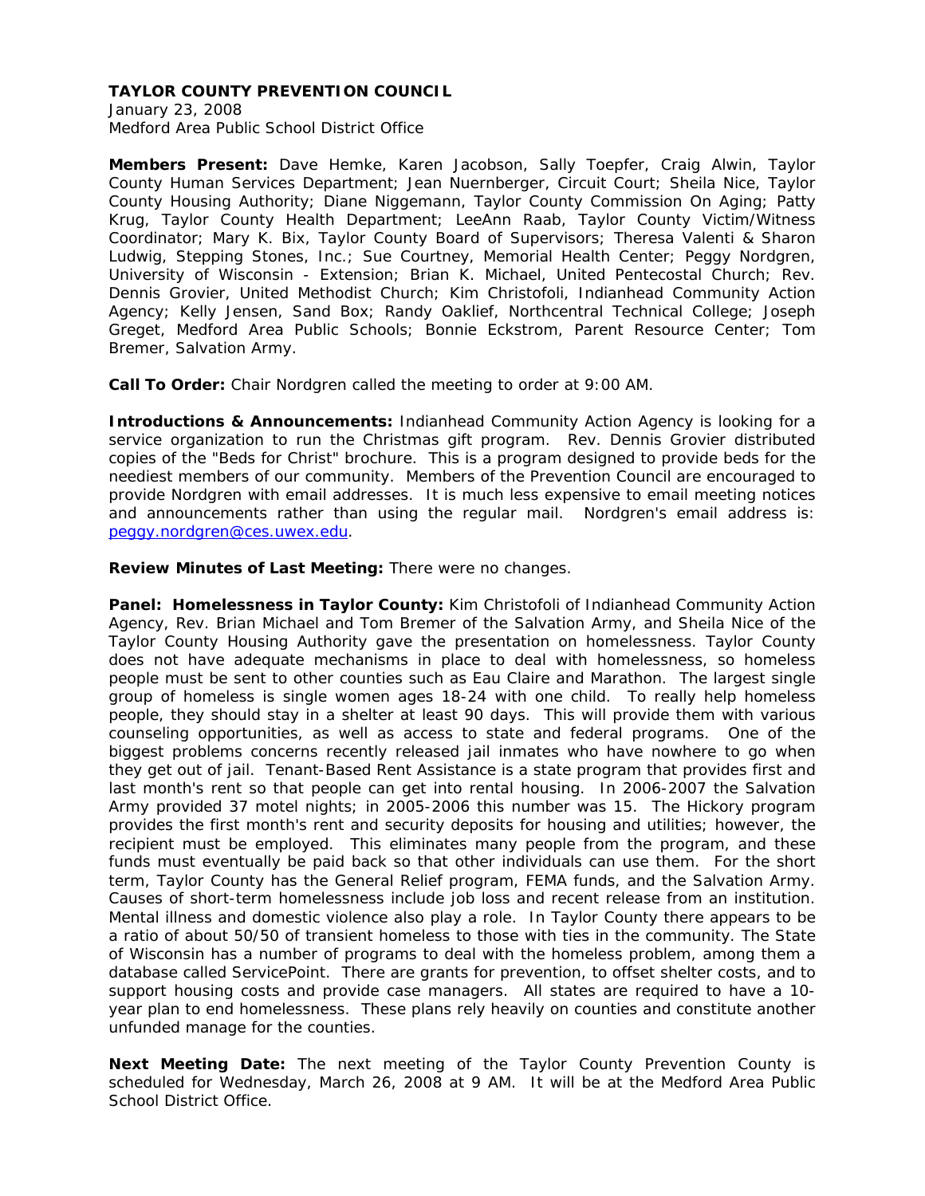**TAYLOR COUNTY PREVENTION COUNCIL**
January 23, 2008
Medford Area Public School District Office

**Members Present:** Dave Hemke, Karen Jacobson, Sally Toepfer, Craig Alwin, Taylor County Human Services Department; Jean Nuernberger, Circuit Court; Sheila Nice, Taylor County Housing Authority; Diane Niggemann, Taylor County Commission On Aging; Patty Krug, Taylor County Health Department; LeeAnn Raab, Taylor County Victim/Witness Coordinator; Mary K. Bix, Taylor County Board of Supervisors; Theresa Valenti & Sharon Ludwig, Stepping Stones, Inc.; Sue Courtney, Memorial Health Center; Peggy Nordgren, University of Wisconsin - Extension; Brian K. Michael, United Pentecostal Church; Rev. Dennis Grovier, United Methodist Church; Kim Christofoli, Indianhead Community Action Agency; Kelly Jensen, Sand Box; Randy Oaklief, Northcentral Technical College; Joseph Greget, Medford Area Public Schools; Bonnie Eckstrom, Parent Resource Center; Tom Bremer, Salvation Army.

**Call To Order:** Chair Nordgren called the meeting to order at 9:00 AM.

**Introductions & Announcements:** Indianhead Community Action Agency is looking for a service organization to run the Christmas gift program. Rev. Dennis Grovier distributed copies of the "Beds for Christ" brochure. This is a program designed to provide beds for the neediest members of our community. Members of the Prevention Council are encouraged to provide Nordgren with email addresses. It is much less expensive to email meeting notices and announcements rather than using the regular mail. Nordgren's email address is: peggy.nordgren@ces.uwex.edu.

**Review Minutes of Last Meeting:** There were no changes.

**Panel: Homelessness in Taylor County:** Kim Christofoli of Indianhead Community Action Agency, Rev. Brian Michael and Tom Bremer of the Salvation Army, and Sheila Nice of the Taylor County Housing Authority gave the presentation on homelessness. Taylor County does not have adequate mechanisms in place to deal with homelessness, so homeless people must be sent to other counties such as Eau Claire and Marathon. The largest single group of homeless is single women ages 18-24 with one child. To really help homeless people, they should stay in a shelter at least 90 days. This will provide them with various counseling opportunities, as well as access to state and federal programs. One of the biggest problems concerns recently released jail inmates who have nowhere to go when they get out of jail. Tenant-Based Rent Assistance is a state program that provides first and last month's rent so that people can get into rental housing. In 2006-2007 the Salvation Army provided 37 motel nights; in 2005-2006 this number was 15. The Hickory program provides the first month's rent and security deposits for housing and utilities; however, the recipient must be employed. This eliminates many people from the program, and these funds must eventually be paid back so that other individuals can use them. For the short term, Taylor County has the General Relief program, FEMA funds, and the Salvation Army. Causes of short-term homelessness include job loss and recent release from an institution. Mental illness and domestic violence also play a role. In Taylor County there appears to be a ratio of about 50/50 of transient homeless to those with ties in the community. The State of Wisconsin has a number of programs to deal with the homeless problem, among them a database called ServicePoint. There are grants for prevention, to offset shelter costs, and to support housing costs and provide case managers. All states are required to have a 10-year plan to end homelessness. These plans rely heavily on counties and constitute another unfunded manage for the counties.

**Next Meeting Date:** The next meeting of the Taylor County Prevention County is scheduled for Wednesday, March 26, 2008 at 9 AM. It will be at the Medford Area Public School District Office.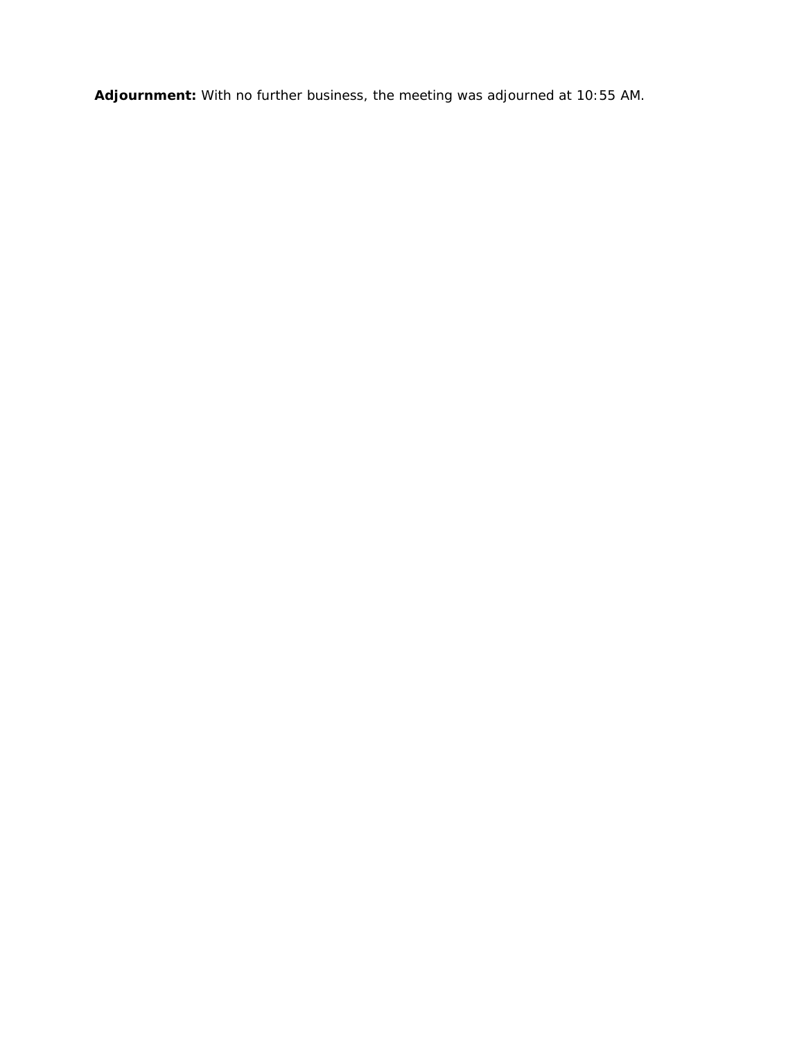**Adjournment:** With no further business, the meeting was adjourned at 10:55 AM.